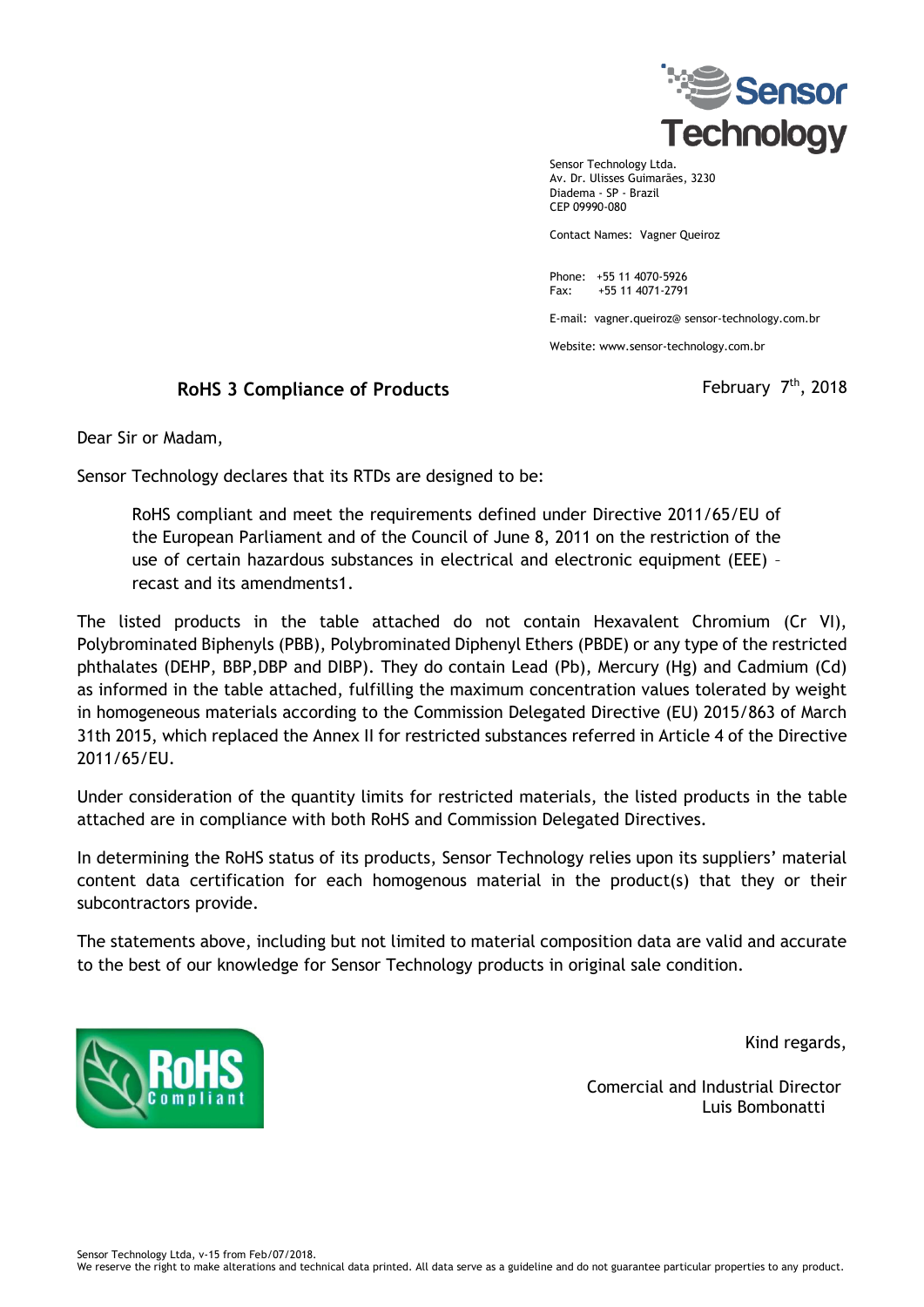Sensor Technology

Sensor Technology Ltda.
Av. Dr. Ulisses Guimarães, 3230
Diadema - SP - Brazil
CEP 09990-080

Contact Names: Vagner Queiroz

Phone: +55 11 4070-5926
Fax: +55 11 4071-2791

E-mail: vagner.queiroz@ sensor-technology.com.br

Website: www.sensor-technology.com.br

## RoHS 3 Compliance of Products

February 7th, 2018

Dear Sir or Madam,

Sensor Technology declares that its RTDs are designed to be:

> RoHS compliant and meet the requirements defined under Directive 2011/65/EU of the European Parliament and of the Council of June 8, 2011 on the restriction of the use of certain hazardous substances in electrical and electronic equipment (EEE) – recast and its amendments1.

The listed products in the table attached do not contain Hexavalent Chromium (Cr VI), Polybrominated Biphenyls (PBB), Polybrominated Diphenyl Ethers (PBDE) or any type of the restricted phthalates (DEHP, BBP,DBP and DIBP). They do contain Lead (Pb), Mercury (Hg) and Cadmium (Cd) as informed in the table attached, fulfilling the maximum concentration values tolerated by weight in homogeneous materials according to the Commission Delegated Directive (EU) 2015/863 of March 31th 2015, which replaced the Annex II for restricted substances referred in Article 4 of the Directive 2011/65/EU.

Under consideration of the quantity limits for restricted materials, the listed products in the table attached are in compliance with both RoHS and Commission Delegated Directives.

In determining the RoHS status of its products, Sensor Technology relies upon its suppliers' material content data certification for each homogenous material in the product(s) that they or their subcontractors provide.

The statements above, including but not limited to material composition data are valid and accurate to the best of our knowledge for Sensor Technology products in original sale condition.

RoHS Compliant

Kind regards,

Comercial and Industrial Director
Luis Bombonatti

Sensor Technology Ltda, v-15 from Feb/07/2018.
We reserve the right to make alterations and technical data printed. All data serve as a guideline and do not guarantee particular properties to any product.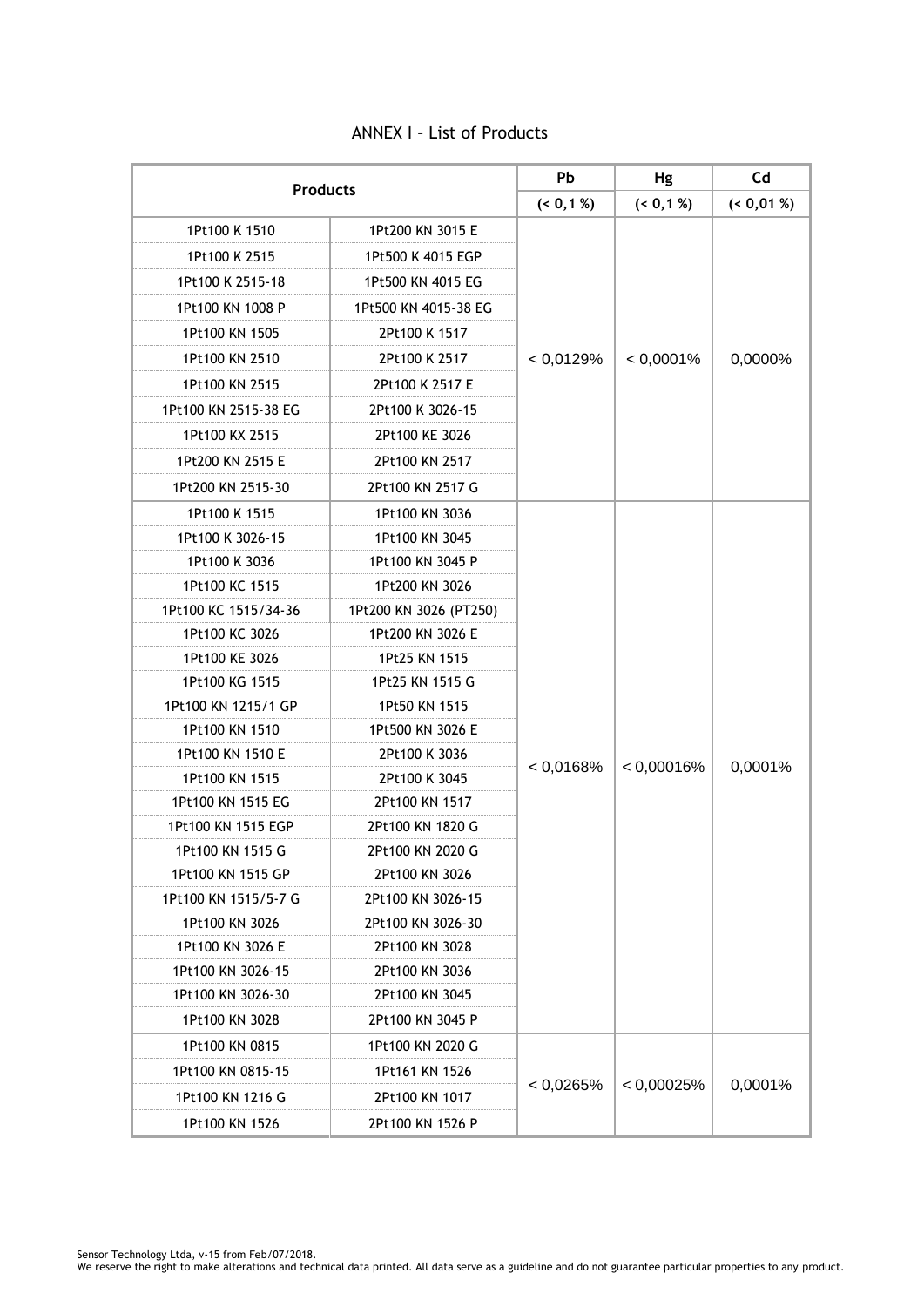ANNEX I – List of Products

| Products | | Pb | Hg | Cd |
|---|---|---|---|---|
| | | (< 0,1 %) | (< 0,1 %) | (< 0,01 %) |
| 1Pt100 K 1510 | 1Pt200 KN 3015 E | < 0,0129% | < 0,0001% | 0,0000% |
| 1Pt100 K 2515 | 1Pt500 K 4015 EGP | | | |
| 1Pt100 K 2515-18 | 1Pt500 KN 4015 EG | | | |
| 1Pt100 KN 1008 P | 1Pt500 KN 4015-38 EG | | | |
| 1Pt100 KN 1505 | 2Pt100 K 1517 | | | |
| 1Pt100 KN 2510 | 2Pt100 K 2517 | | | |
| 1Pt100 KN 2515 | 2Pt100 K 2517 E | | | |
| 1Pt100 KN 2515-38 EG | 2Pt100 K 3026-15 | | | |
| 1Pt100 KX 2515 | 2Pt100 KE 3026 | | | |
| 1Pt200 KN 2515 E | 2Pt100 KN 2517 | | | |
| 1Pt200 KN 2515-30 | 2Pt100 KN 2517 G | | | |
| 1Pt100 K 1515 | 1Pt100 KN 3036 | < 0,0168% | < 0,00016% | 0,0001% |
| 1Pt100 K 3026-15 | 1Pt100 KN 3045 | | | |
| 1Pt100 K 3036 | 1Pt100 KN 3045 P | | | |
| 1Pt100 KC 1515 | 1Pt200 KN 3026 | | | |
| 1Pt100 KC 1515/34-36 | 1Pt200 KN 3026 (PT250) | | | |
| 1Pt100 KC 3026 | 1Pt200 KN 3026 E | | | |
| 1Pt100 KE 3026 | 1Pt25 KN 1515 | | | |
| 1Pt100 KG 1515 | 1Pt25 KN 1515 G | | | |
| 1Pt100 KN 1215/1 GP | 1Pt50 KN 1515 | | | |
| 1Pt100 KN 1510 | 1Pt500 KN 3026 E | | | |
| 1Pt100 KN 1510 E | 2Pt100 K 3036 | | | |
| 1Pt100 KN 1515 | 2Pt100 K 3045 | | | |
| 1Pt100 KN 1515 EG | 2Pt100 KN 1517 | | | |
| 1Pt100 KN 1515 EGP | 2Pt100 KN 1820 G | | | |
| 1Pt100 KN 1515 G | 2Pt100 KN 2020 G | | | |
| 1Pt100 KN 1515 GP | 2Pt100 KN 3026 | | | |
| 1Pt100 KN 1515/5-7 G | 2Pt100 KN 3026-15 | | | |
| 1Pt100 KN 3026 | 2Pt100 KN 3026-30 | | | |
| 1Pt100 KN 3026 E | 2Pt100 KN 3028 | | | |
| 1Pt100 KN 3026-15 | 2Pt100 KN 3036 | | | |
| 1Pt100 KN 3026-30 | 2Pt100 KN 3045 | | | |
| 1Pt100 KN 3028 | 2Pt100 KN 3045 P | | | |
| 1Pt100 KN 0815 | 1Pt100 KN 2020 G | < 0,0265% | < 0,00025% | 0,0001% |
| 1Pt100 KN 0815-15 | 1Pt161 KN 1526 | | | |
| 1Pt100 KN 1216 G | 2Pt100 KN 1017 | | | |
| 1Pt100 KN 1526 | 2Pt100 KN 1526 P | | | |

Sensor Technology Ltda, v-15 from Feb/07/2018.
We reserve the right to make alterations and technical data printed. All data serve as a guideline and do not guarantee particular properties to any product.